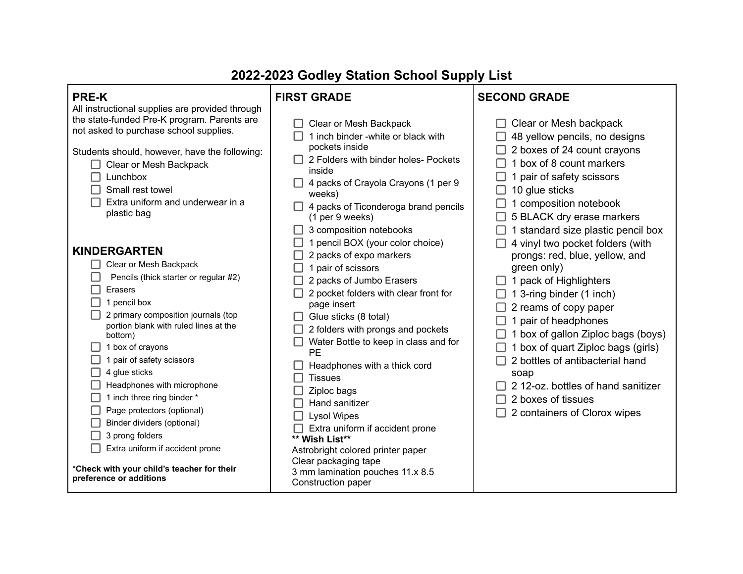# 2022-2023 Godley Station School Supply List

## PRE-K

All instructional supplies are provided through the state-funded Pre-K program. Parents are not asked to purchase school supplies.

Students should, however, have the following:

- ☐ Clear or Mesh Backpack
- ☐ Lunchbox
- ☐ Small rest towel
- ☐ Extra uniform and underwear in a plastic bag

## KINDERGARTEN

- ☐ Clear or Mesh Backpack
- ☐ Pencils (thick starter or regular #2)
- ☐ Erasers
- ☐ 1 pencil box
- ☐ 2 primary composition journals (top portion blank with ruled lines at the bottom)
- ☐ 1 box of crayons
- ☐ 1 pair of safety scissors
- ☐ 4 glue sticks
- ☐ Headphones with microphone
- ☐ 1 inch three ring binder *
- ☐ Page protectors (optional)
- ☐ Binder dividers (optional)
- ☐ 3 prong folders
- ☐ Extra uniform if accident prone

***Check with your child's teacher for their preference or additions**

## FIRST GRADE

- ☐ Clear or Mesh Backpack
- ☐ 1 inch binder -white or black with pockets inside
- ☐ 2 Folders with binder holes- Pockets inside
- ☐ 4 packs of Crayola Crayons (1 per 9 weeks)
- ☐ 4 packs of Ticonderoga brand pencils (1 per 9 weeks)
- ☐ 3 composition notebooks
- ☐ 1 pencil BOX (your color choice)
- ☐ 2 packs of expo markers
- ☐ 1 pair of scissors
- ☐ 2 packs of Jumbo Erasers
- ☐ 2 pocket folders with clear front for page insert
- ☐ Glue sticks (8 total)
- ☐ 2 folders with prongs and pockets
- ☐ Water Bottle to keep in class and for PE
- ☐ Headphones with a thick cord
- ☐ Tissues
- ☐ Ziploc bags
- ☐ Hand sanitizer
- ☐ Lysol Wipes
- ☐ Extra uniform if accident prone

**** Wish List****

Astrobright colored printer paper
Clear packaging tape
3 mm lamination pouches 11.x 8.5
Construction paper

## SECOND GRADE

- ☐ Clear or Mesh backpack
- ☐ 48 yellow pencils, no designs
- ☐ 2 boxes of 24 count crayons
- ☐ 1 box of 8 count markers
- ☐ 1 pair of safety scissors
- ☐ 10 glue sticks
- ☐ 1 composition notebook
- ☐ 5 BLACK dry erase markers
- ☐ 1 standard size plastic pencil box
- ☐ 4 vinyl two pocket folders (with prongs: red, blue, yellow, and green only)
- ☐ 1 pack of Highlighters
- ☐ 1 3-ring binder (1 inch)
- ☐ 2 reams of copy paper
- ☐ 1 pair of headphones
- ☐ 1 box of gallon Ziploc bags (boys)
- ☐ 1 box of quart Ziploc bags (girls)
- ☐ 2 bottles of antibacterial hand soap
- ☐ 2 12-oz. bottles of hand sanitizer
- ☐ 2 boxes of tissues
- ☐ 2 containers of Clorox wipes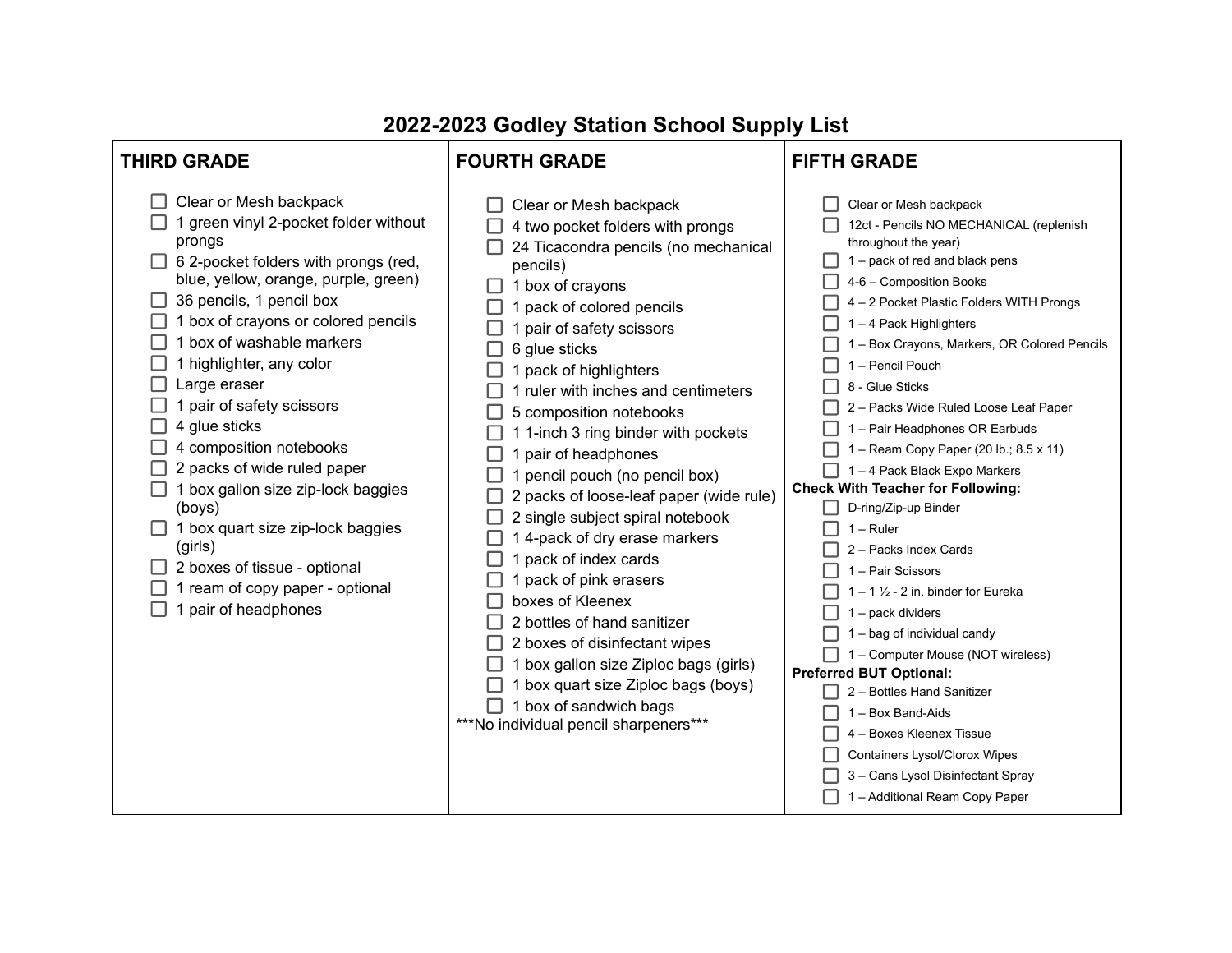# 2022-2023 Godley Station School Supply List

## THIRD GRADE

- [ ] Clear or Mesh backpack
- [ ] 1 green vinyl 2-pocket folder without prongs
- [ ] 6 2-pocket folders with prongs (red, blue, yellow, orange, purple, green)
- [ ] 36 pencils, 1 pencil box
- [ ] 1 box of crayons or colored pencils
- [ ] 1 box of washable markers
- [ ] 1 highlighter, any color
- [ ] Large eraser
- [ ] 1 pair of safety scissors
- [ ] 4 glue sticks
- [ ] 4 composition notebooks
- [ ] 2 packs of wide ruled paper
- [ ] 1 box gallon size zip-lock baggies (boys)
- [ ] 1 box quart size zip-lock baggies (girls)
- [ ] 2 boxes of tissue - optional
- [ ] 1 ream of copy paper - optional
- [ ] 1 pair of headphones

## FOURTH GRADE

- [ ] Clear or Mesh backpack
- [ ] 4 two pocket folders with prongs
- [ ] 24 Ticacondra pencils (no mechanical pencils)
- [ ] 1 box of crayons
- [ ] 1 pack of colored pencils
- [ ] 1 pair of safety scissors
- [ ] 6 glue sticks
- [ ] 1 pack of highlighters
- [ ] 1 ruler with inches and centimeters
- [ ] 5 composition notebooks
- [ ] 1 1-inch 3 ring binder with pockets
- [ ] 1 pair of headphones
- [ ] 1 pencil pouch (no pencil box)
- [ ] 2 packs of loose-leaf paper (wide rule)
- [ ] 2 single subject spiral notebook
- [ ] 1 4-pack of dry erase markers
- [ ] 1 pack of index cards
- [ ] 1 pack of pink erasers
- [ ] boxes of Kleenex
- [ ] 2 bottles of hand sanitizer
- [ ] 2 boxes of disinfectant wipes
- [ ] 1 box gallon size Ziploc bags (girls)
- [ ] 1 box quart size Ziploc bags (boys)
- [ ] 1 box of sandwich bags

***No individual pencil sharpeners***

## FIFTH GRADE

- [ ] Clear or Mesh backpack
- [ ] 12ct - Pencils NO MECHANICAL (replenish throughout the year)
- [ ] 1 – pack of red and black pens
- [ ] 4-6 – Composition Books
- [ ] 4 – 2 Pocket Plastic Folders WITH Prongs
- [ ] 1 – 4 Pack Highlighters
- [ ] 1 – Box Crayons, Markers, OR Colored Pencils
- [ ] 1 – Pencil Pouch
- [ ] 8 - Glue Sticks
- [ ] 2 – Packs Wide Ruled Loose Leaf Paper
- [ ] 1 – Pair Headphones OR Earbuds
- [ ] 1 – Ream Copy Paper (20 lb.; 8.5 x 11)
- [ ] 1 – 4 Pack Black Expo Markers

**Check With Teacher for Following:**

- [ ] D-ring/Zip-up Binder
- [ ] 1 – Ruler
- [ ] 2 – Packs Index Cards
- [ ] 1 – Pair Scissors
- [ ] 1 – 1 ½ - 2 in. binder for Eureka
- [ ] 1 – pack dividers
- [ ] 1 – bag of individual candy
- [ ] 1 – Computer Mouse (NOT wireless)

**Preferred BUT Optional:**

- [ ] 2 – Bottles Hand Sanitizer
- [ ] 1 – Box Band-Aids
- [ ] 4 – Boxes Kleenex Tissue
- [ ] Containers Lysol/Clorox Wipes
- [ ] 3 – Cans Lysol Disinfectant Spray
- [ ] 1 – Additional Ream Copy Paper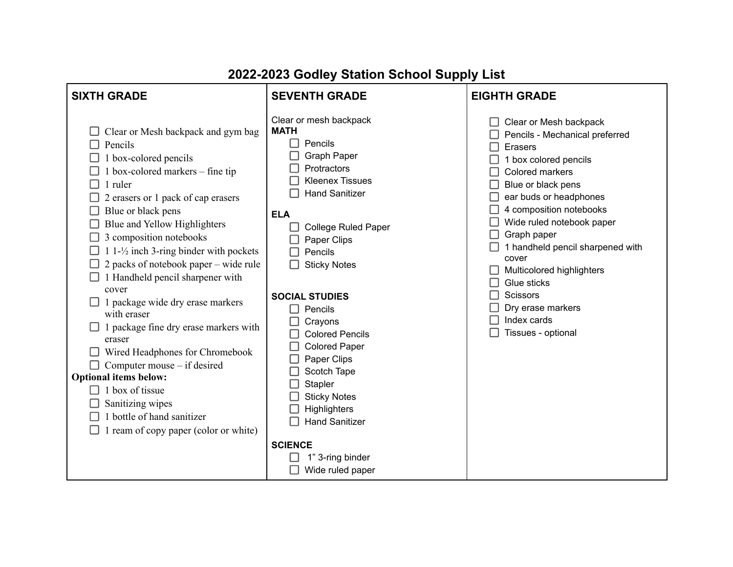# 2022-2023 Godley Station School Supply List

## SIXTH GRADE

- ☐ Clear or Mesh backpack and gym bag
- ☐ Pencils
- ☐ 1 box-colored pencils
- ☐ 1 box-colored markers – fine tip
- ☐ 1 ruler
- ☐ 2 erasers or 1 pack of cap erasers
- ☐ Blue or black pens
- ☐ Blue and Yellow Highlighters
- ☐ 3 composition notebooks
- ☐ 1 1-½ inch 3-ring binder with pockets
- ☐ 2 packs of notebook paper – wide rule
- ☐ 1 Handheld pencil sharpener with cover
- ☐ 1 package wide dry erase markers with eraser
- ☐ 1 package fine dry erase markers with eraser
- ☐ Wired Headphones for Chromebook
- ☐ Computer mouse – if desired

**Optional items below:**

- ☐ 1 box of tissue
- ☐ Sanitizing wipes
- ☐ 1 bottle of hand sanitizer
- ☐ 1 ream of copy paper (color or white)

## SEVENTH GRADE

Clear or mesh backpack

**MATH**

- ☐ Pencils
- ☐ Graph Paper
- ☐ Protractors
- ☐ Kleenex Tissues
- ☐ Hand Sanitizer

**ELA**

- ☐ College Ruled Paper
- ☐ Paper Clips
- ☐ Pencils
- ☐ Sticky Notes

**SOCIAL STUDIES**

- ☐ Pencils
- ☐ Crayons
- ☐ Colored Pencils
- ☐ Colored Paper
- ☐ Paper Clips
- ☐ Scotch Tape
- ☐ Stapler
- ☐ Sticky Notes
- ☐ Highlighters
- ☐ Hand Sanitizer

**SCIENCE**

- ☐ 1” 3-ring binder
- ☐ Wide ruled paper

## EIGHTH GRADE

- ☐ Clear or Mesh backpack
- ☐ Pencils - Mechanical preferred
- ☐ Erasers
- ☐ 1 box colored pencils
- ☐ Colored markers
- ☐ Blue or black pens
- ☐ ear buds or headphones
- ☐ 4 composition notebooks
- ☐ Wide ruled notebook paper
- ☐ Graph paper
- ☐ 1 handheld pencil sharpened with cover
- ☐ Multicolored highlighters
- ☐ Glue sticks
- ☐ Scissors
- ☐ Dry erase markers
- ☐ Index cards
- ☐ Tissues - optional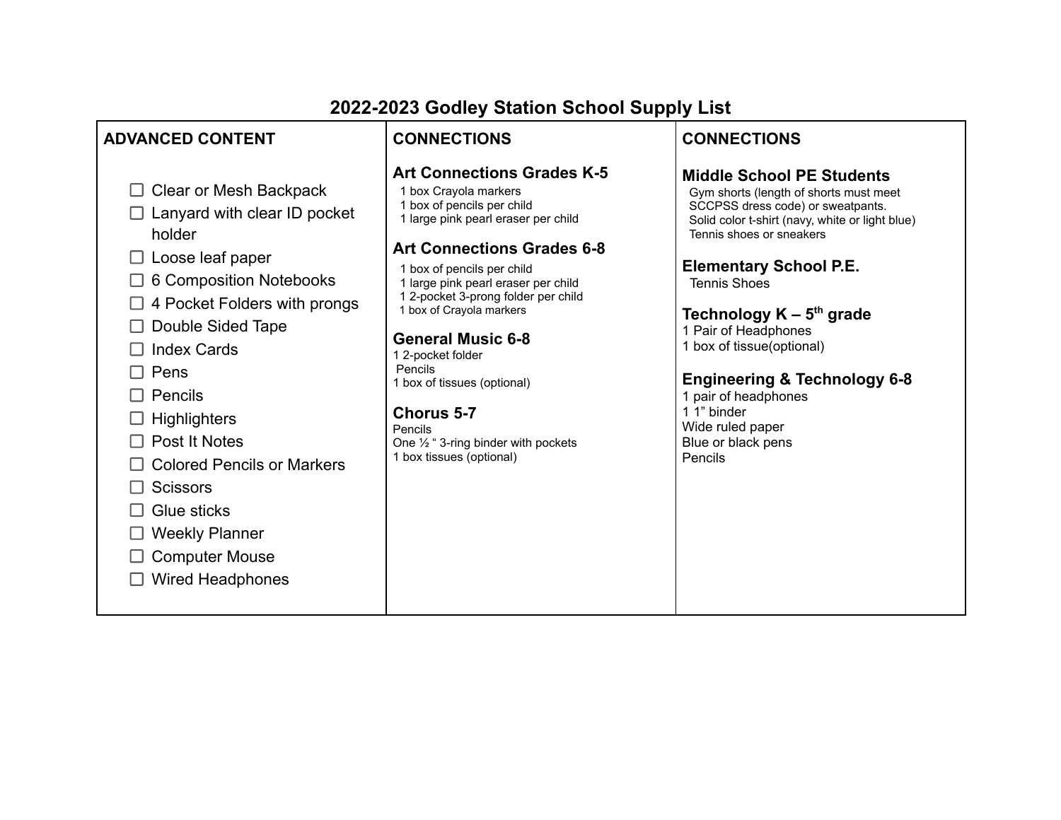# 2022-2023 Godley Station School Supply List

## ADVANCED CONTENT

- ☐ Clear or Mesh Backpack
- ☐ Lanyard with clear ID pocket holder
- ☐ Loose leaf paper
- ☐ 6 Composition Notebooks
- ☐ 4 Pocket Folders with prongs
- ☐ Double Sided Tape
- ☐ Index Cards
- ☐ Pens
- ☐ Pencils
- ☐ Highlighters
- ☐ Post It Notes
- ☐ Colored Pencils or Markers
- ☐ Scissors
- ☐ Glue sticks
- ☐ Weekly Planner
- ☐ Computer Mouse
- ☐ Wired Headphones

## CONNECTIONS

### Art Connections Grades K-5

1 box Crayola markers
1 box of pencils per child
1 large pink pearl eraser per child

### Art Connections Grades 6-8

1 box of pencils per child
1 large pink pearl eraser per child
1 2-pocket 3-prong folder per child
1 box of Crayola markers

### General Music 6-8

1 2-pocket folder
Pencils
1 box of tissues (optional)

### Chorus 5-7

Pencils
One ½ " 3-ring binder with pockets
1 box tissues (optional)

## CONNECTIONS

### Middle School PE Students

Gym shorts (length of shorts must meet SCCPSS dress code) or sweatpants.
Solid color t-shirt (navy, white or light blue)
Tennis shoes or sneakers

### Elementary School P.E.

Tennis Shoes

### Technology K – 5th grade

1 Pair of Headphones
1 box of tissue(optional)

### Engineering & Technology 6-8

1 pair of headphones
1 1" binder
Wide ruled paper
Blue or black pens
Pencils